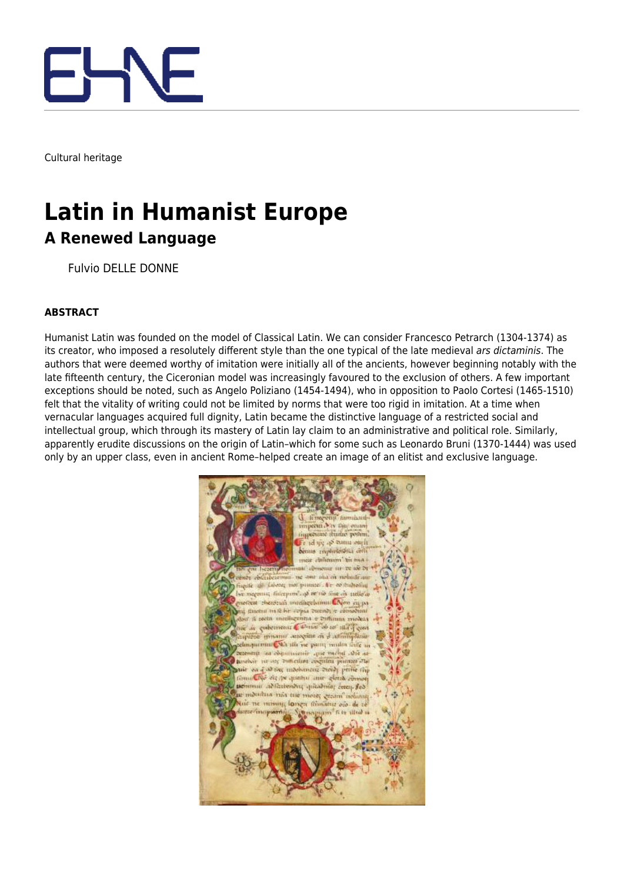Cultural heritage

# Latin in Humanist Europe

## A Renewed Language

Fulvio DELLE DONNE

### ABSTRACT

Humanist Latin was founded on the model of Classical Latin. We can consider Francesco Petrarch (1304-1374) as its creator, who imposed a resolutely different style than the one typical of the late medieval *ars dictaminis*. The authors that were deemed worthy of imitation were initially all of the ancients, however beginning notably with the late fifteenth century, the Ciceronian model was increasingly favoured to the exclusion of others. A few important exceptions should be noted, such as Angelo Poliziano (1454-1494), who in opposition to Paolo Cortesi (1465-1510) felt that the vitality of writing could not be limited by norms that were too rigid in imitation. At a time when vernacular languages acquired full dignity, Latin became the distinctive language of a restricted social and intellectual group, which through its mastery of Latin lay claim to an administrative and political role. Similarly, apparently erudite discussions on the origin of Latin–which for some such as Leonardo Bruni (1370-1444) was used only by an upper class, even in ancient Rome–helped create an image of an elitist and exclusive language.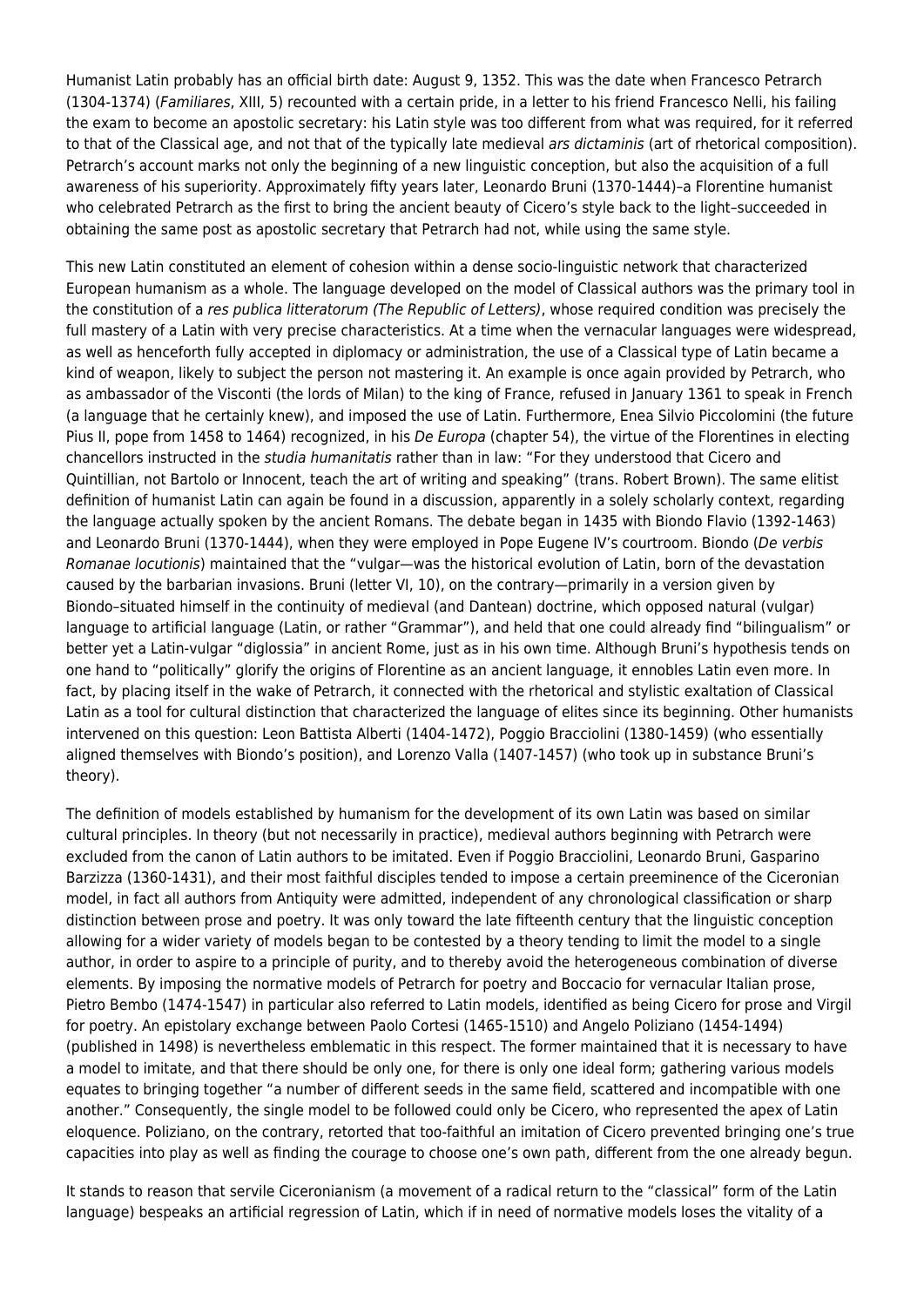Humanist Latin probably has an official birth date: August 9, 1352. This was the date when Francesco Petrarch (1304-1374) (*Familiares*, XIII, 5) recounted with a certain pride, in a letter to his friend Francesco Nelli, his failing the exam to become an apostolic secretary: his Latin style was too different from what was required, for it referred to that of the Classical age, and not that of the typically late medieval *ars dictaminis* (art of rhetorical composition). Petrarch's account marks not only the beginning of a new linguistic conception, but also the acquisition of a full awareness of his superiority. Approximately fifty years later, Leonardo Bruni (1370-1444)–a Florentine humanist who celebrated Petrarch as the first to bring the ancient beauty of Cicero's style back to the light–succeeded in obtaining the same post as apostolic secretary that Petrarch had not, while using the same style.

This new Latin constituted an element of cohesion within a dense socio-linguistic network that characterized European humanism as a whole. The language developed on the model of Classical authors was the primary tool in the constitution of a *res publica litteratorum (The Republic of Letters)*, whose required condition was precisely the full mastery of a Latin with very precise characteristics. At a time when the vernacular languages were widespread, as well as henceforth fully accepted in diplomacy or administration, the use of a Classical type of Latin became a kind of weapon, likely to subject the person not mastering it. An example is once again provided by Petrarch, who as ambassador of the Visconti (the lords of Milan) to the king of France, refused in January 1361 to speak in French (a language that he certainly knew), and imposed the use of Latin. Furthermore, Enea Silvio Piccolomini (the future Pius II, pope from 1458 to 1464) recognized, in his *De Europa* (chapter 54), the virtue of the Florentines in electing chancellors instructed in the *studia humanitatis* rather than in law: "For they understood that Cicero and Quintillian, not Bartolo or Innocent, teach the art of writing and speaking" (trans. Robert Brown). The same elitist definition of humanist Latin can again be found in a discussion, apparently in a solely scholarly context, regarding the language actually spoken by the ancient Romans. The debate began in 1435 with Biondo Flavio (1392-1463) and Leonardo Bruni (1370-1444), when they were employed in Pope Eugene IV's courtroom. Biondo (*De verbis Romanae locutionis*) maintained that the "vulgar—was the historical evolution of Latin, born of the devastation caused by the barbarian invasions. Bruni (letter VI, 10), on the contrary—primarily in a version given by Biondo–situated himself in the continuity of medieval (and Dantean) doctrine, which opposed natural (vulgar) language to artificial language (Latin, or rather "Grammar"), and held that one could already find "bilingualism" or better yet a Latin-vulgar "diglossia" in ancient Rome, just as in his own time. Although Bruni's hypothesis tends on one hand to "politically" glorify the origins of Florentine as an ancient language, it ennobles Latin even more. In fact, by placing itself in the wake of Petrarch, it connected with the rhetorical and stylistic exaltation of Classical Latin as a tool for cultural distinction that characterized the language of elites since its beginning. Other humanists intervened on this question: Leon Battista Alberti (1404-1472), Poggio Bracciolini (1380-1459) (who essentially aligned themselves with Biondo's position), and Lorenzo Valla (1407-1457) (who took up in substance Bruni's theory).

The definition of models established by humanism for the development of its own Latin was based on similar cultural principles. In theory (but not necessarily in practice), medieval authors beginning with Petrarch were excluded from the canon of Latin authors to be imitated. Even if Poggio Bracciolini, Leonardo Bruni, Gasparino Barzizza (1360-1431), and their most faithful disciples tended to impose a certain preeminence of the Ciceronian model, in fact all authors from Antiquity were admitted, independent of any chronological classification or sharp distinction between prose and poetry. It was only toward the late fifteenth century that the linguistic conception allowing for a wider variety of models began to be contested by a theory tending to limit the model to a single author, in order to aspire to a principle of purity, and to thereby avoid the heterogeneous combination of diverse elements. By imposing the normative models of Petrarch for poetry and Boccacio for vernacular Italian prose, Pietro Bembo (1474-1547) in particular also referred to Latin models, identified as being Cicero for prose and Virgil for poetry. An epistolary exchange between Paolo Cortesi (1465-1510) and Angelo Poliziano (1454-1494) (published in 1498) is nevertheless emblematic in this respect. The former maintained that it is necessary to have a model to imitate, and that there should be only one, for there is only one ideal form; gathering various models equates to bringing together "a number of different seeds in the same field, scattered and incompatible with one another." Consequently, the single model to be followed could only be Cicero, who represented the apex of Latin eloquence. Poliziano, on the contrary, retorted that too-faithful an imitation of Cicero prevented bringing one's true capacities into play as well as finding the courage to choose one's own path, different from the one already begun.

It stands to reason that servile Ciceronianism (a movement of a radical return to the "classical" form of the Latin language) bespeaks an artificial regression of Latin, which if in need of normative models loses the vitality of a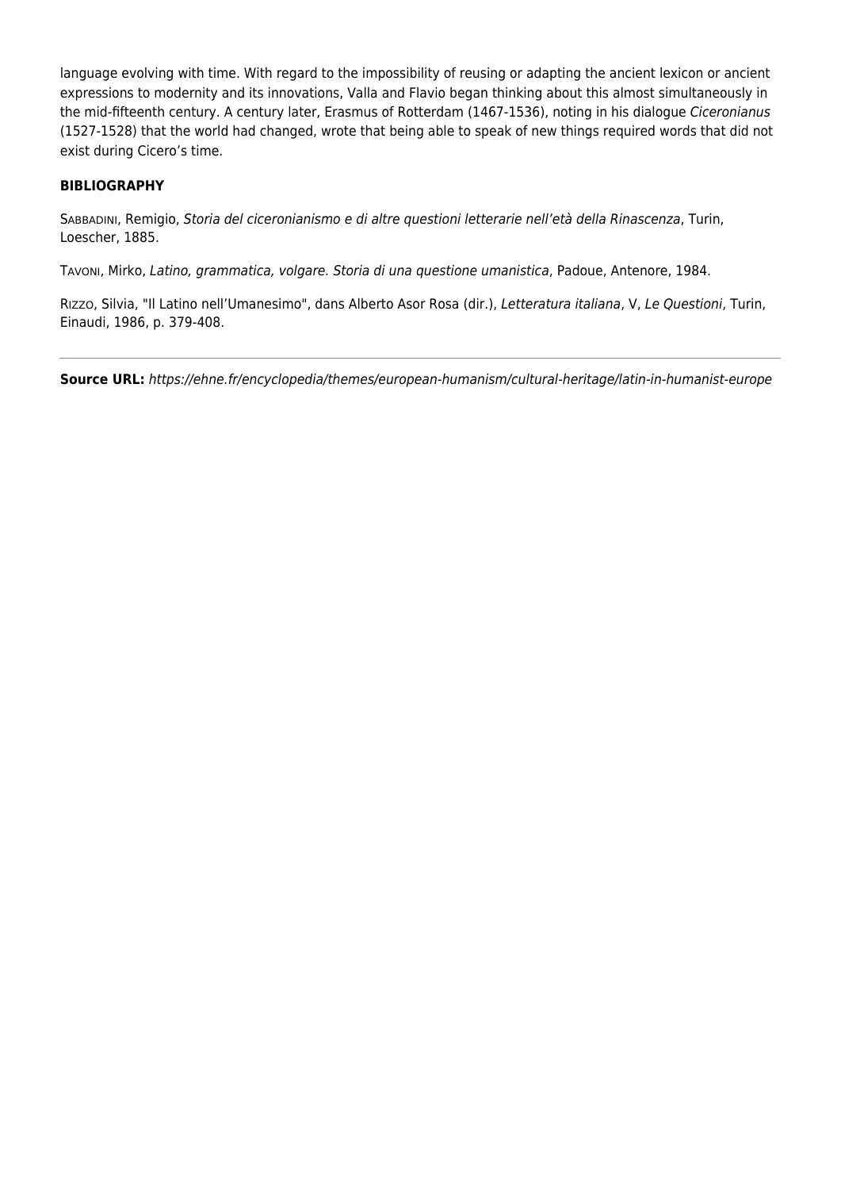language evolving with time. With regard to the impossibility of reusing or adapting the ancient lexicon or ancient expressions to modernity and its innovations, Valla and Flavio began thinking about this almost simultaneously in the mid-fifteenth century. A century later, Erasmus of Rotterdam (1467-1536), noting in his dialogue *Ciceronianus* (1527-1528) that the world had changed, wrote that being able to speak of new things required words that did not exist during Cicero's time.

**BIBLIOGRAPHY**

Sabbadini, Remigio, *Storia del ciceronianismo e di altre questioni letterarie nell'età della Rinascenza*, Turin, Loescher, 1885.

Tavoni, Mirko, *Latino, grammatica, volgare. Storia di una questione umanistica*, Padoue, Antenore, 1984.

Rizzo, Silvia, "Il Latino nell'Umanesimo", dans Alberto Asor Rosa (dir.), *Letteratura italiana*, V, *Le Questioni*, Turin, Einaudi, 1986, p. 379-408.

---

**Source URL:** *https://ehne.fr/encyclopedia/themes/european-humanism/cultural-heritage/latin-in-humanist-europe*